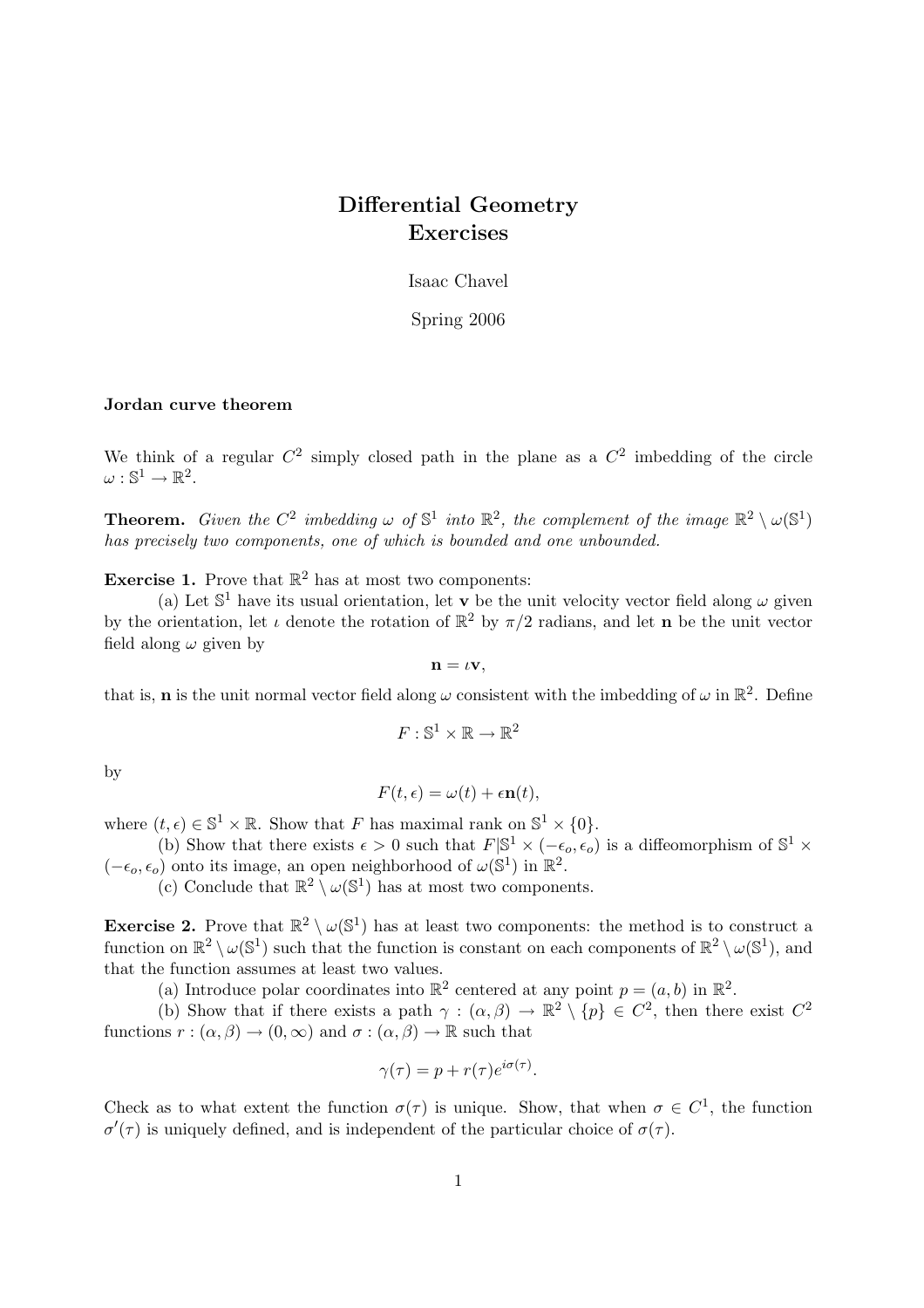# Differential Geometry
# Exercises

Isaac Chavel

Spring 2006

**Jordan curve theorem**

We think of a regular $C^2$ simply closed path in the plane as a $C^2$ imbedding of the circle $\omega : \mathbb{S}^1 \to \mathbb{R}^2$.

**Theorem.** *Given the $C^2$ imbedding $\omega$ of $\mathbb{S}^1$ into $\mathbb{R}^2$, the complement of the image $\mathbb{R}^2 \setminus \omega(\mathbb{S}^1)$ has precisely two components, one of which is bounded and one unbounded.*

**Exercise 1.** Prove that $\mathbb{R}^2$ has at most two components:

(a) Let $\mathbb{S}^1$ have its usual orientation, let $\mathbf{v}$ be the unit velocity vector field along $\omega$ given by the orientation, let $\iota$ denote the rotation of $\mathbb{R}^2$ by $\pi/2$ radians, and let $\mathbf{n}$ be the unit vector field along $\omega$ given by

$$\mathbf{n} = \iota \mathbf{v},$$

that is, $\mathbf{n}$ is the unit normal vector field along $\omega$ consistent with the imbedding of $\omega$ in $\mathbb{R}^2$. Define

$$F : \mathbb{S}^1 \times \mathbb{R} \to \mathbb{R}^2$$

by

$$F(t, \epsilon) = \omega(t) + \epsilon \mathbf{n}(t),$$

where $(t, \epsilon) \in \mathbb{S}^1 \times \mathbb{R}$. Show that $F$ has maximal rank on $\mathbb{S}^1 \times \{0\}$.

(b) Show that there exists $\epsilon > 0$ such that $F|\mathbb{S}^1 \times (-\epsilon_o, \epsilon_o)$ is a diffeomorphism of $\mathbb{S}^1 \times (-\epsilon_o, \epsilon_o)$ onto its image, an open neighborhood of $\omega(\mathbb{S}^1)$ in $\mathbb{R}^2$.

(c) Conclude that $\mathbb{R}^2 \setminus \omega(\mathbb{S}^1)$ has at most two components.

**Exercise 2.** Prove that $\mathbb{R}^2 \setminus \omega(\mathbb{S}^1)$ has at least two components: the method is to construct a function on $\mathbb{R}^2 \setminus \omega(\mathbb{S}^1)$ such that the function is constant on each components of $\mathbb{R}^2 \setminus \omega(\mathbb{S}^1)$, and that the function assumes at least two values.

(a) Introduce polar coordinates into $\mathbb{R}^2$ centered at any point $p = (a, b)$ in $\mathbb{R}^2$.

(b) Show that if there exists a path $\gamma : (\alpha, \beta) \to \mathbb{R}^2 \setminus \{p\} \in C^2$, then there exist $C^2$ functions $r : (\alpha, \beta) \to (0, \infty)$ and $\sigma : (\alpha, \beta) \to \mathbb{R}$ such that

$$\gamma(\tau) = p + r(\tau) e^{i\sigma(\tau)}.$$

Check as to what extent the function $\sigma(\tau)$ is unique. Show, that when $\sigma \in C^1$, the function $\sigma'(\tau)$ is uniquely defined, and is independent of the particular choice of $\sigma(\tau)$.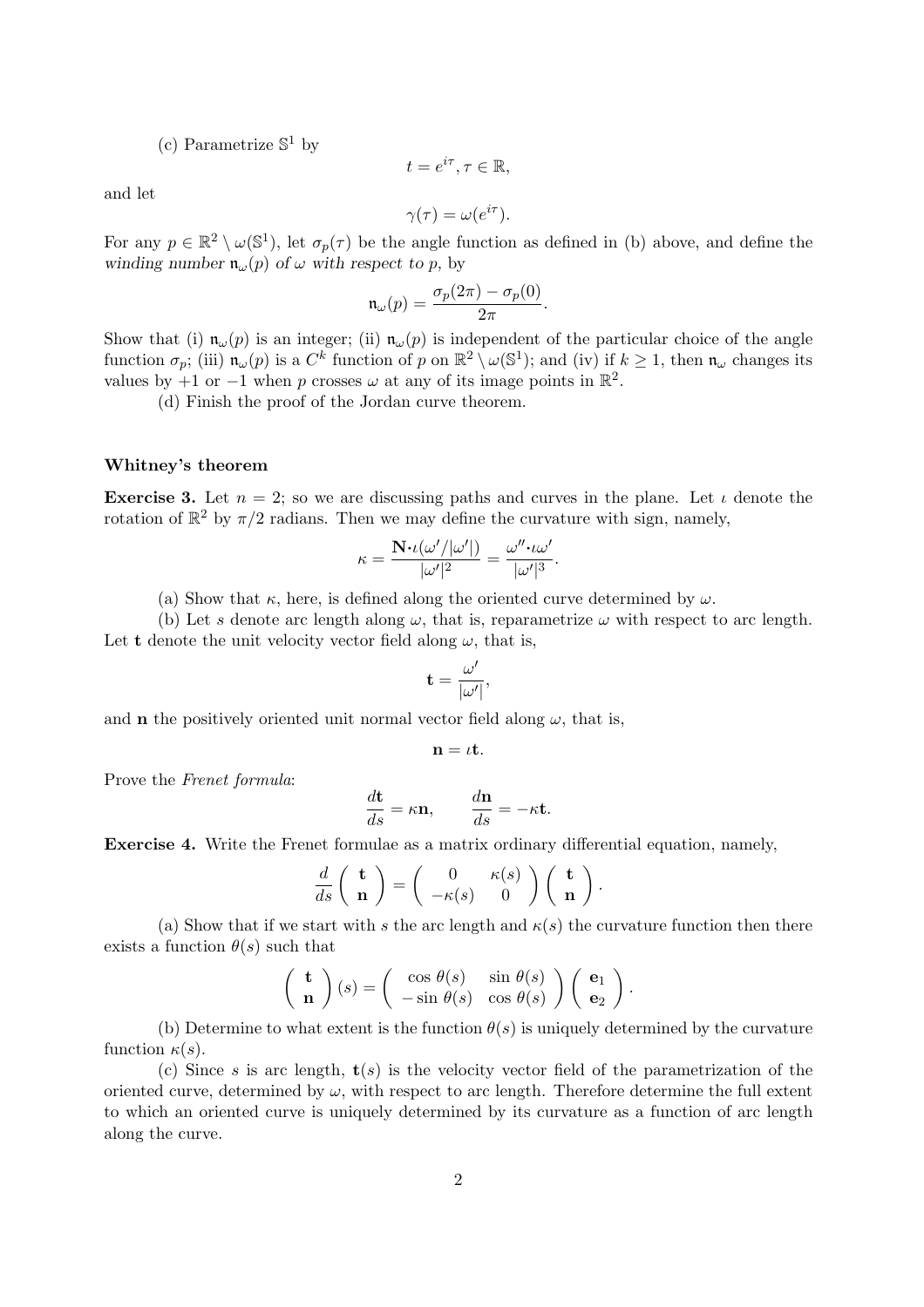(c) Parametrize $\mathbb{S}^1$ by

$$t = e^{i\tau}, \tau \in \mathbb{R},$$

and let

$$\gamma(\tau) = \omega(e^{i\tau}).$$

For any $p \in \mathbb{R}^2 \setminus \omega(\mathbb{S}^1)$, let $\sigma_p(\tau)$ be the angle function as defined in (b) above, and define the *winding number* $\mathfrak{n}_\omega(p)$ *of* $\omega$ *with respect to* $p$, by

$$\mathfrak{n}_\omega(p) = \frac{\sigma_p(2\pi) - \sigma_p(0)}{2\pi}.$$

Show that (i) $\mathfrak{n}_\omega(p)$ is an integer; (ii) $\mathfrak{n}_\omega(p)$ is independent of the particular choice of the angle function $\sigma_p$; (iii) $\mathfrak{n}_\omega(p)$ is a $C^k$ function of $p$ on $\mathbb{R}^2 \setminus \omega(\mathbb{S}^1)$; and (iv) if $k \geq 1$, then $\mathfrak{n}_\omega$ changes its values by $+1$ or $-1$ when $p$ crosses $\omega$ at any of its image points in $\mathbb{R}^2$.

(d) Finish the proof of the Jordan curve theorem.

**Whitney's theorem**

**Exercise 3.** Let $n = 2$; so we are discussing paths and curves in the plane. Let $\iota$ denote the rotation of $\mathbb{R}^2$ by $\pi/2$ radians. Then we may define the curvature with sign, namely,

$$\kappa = \frac{\mathbf{N} \boldsymbol{\cdot} \iota(\omega'/|\omega'|)}{|\omega'|^2} = \frac{\omega'' \boldsymbol{\cdot} \iota\omega'}{|\omega'|^3}.$$

(a) Show that $\kappa$, here, is defined along the oriented curve determined by $\omega$.

(b) Let $s$ denote arc length along $\omega$, that is, reparametrize $\omega$ with respect to arc length. Let $\mathbf{t}$ denote the unit velocity vector field along $\omega$, that is,

$$\mathbf{t} = \frac{\omega'}{|\omega'|},$$

and $\mathbf{n}$ the positively oriented unit normal vector field along $\omega$, that is,

$$\mathbf{n} = \iota\mathbf{t}.$$

Prove the *Frenet formula*:

$$\frac{d\mathbf{t}}{ds} = \kappa\mathbf{n}, \qquad \frac{d\mathbf{n}}{ds} = -\kappa\mathbf{t}.$$

**Exercise 4.** Write the Frenet formulae as a matrix ordinary differential equation, namely,

$$\frac{d}{ds}\begin{pmatrix} \mathbf{t} \\ \mathbf{n} \end{pmatrix} = \begin{pmatrix} 0 & \kappa(s) \\ -\kappa(s) & 0 \end{pmatrix} \begin{pmatrix} \mathbf{t} \\ \mathbf{n} \end{pmatrix}.$$

(a) Show that if we start with $s$ the arc length and $\kappa(s)$ the curvature function then there exists a function $\theta(s)$ such that

$$\begin{pmatrix} \mathbf{t} \\ \mathbf{n} \end{pmatrix}(s) = \begin{pmatrix} \cos\theta(s) & \sin\theta(s) \\ -\sin\theta(s) & \cos\theta(s) \end{pmatrix} \begin{pmatrix} \mathbf{e}_1 \\ \mathbf{e}_2 \end{pmatrix}.$$

(b) Determine to what extent is the function $\theta(s)$ is uniquely determined by the curvature function $\kappa(s)$.

(c) Since $s$ is arc length, $\mathbf{t}(s)$ is the velocity vector field of the parametrization of the oriented curve, determined by $\omega$, with respect to arc length. Therefore determine the full extent to which an oriented curve is uniquely determined by its curvature as a function of arc length along the curve.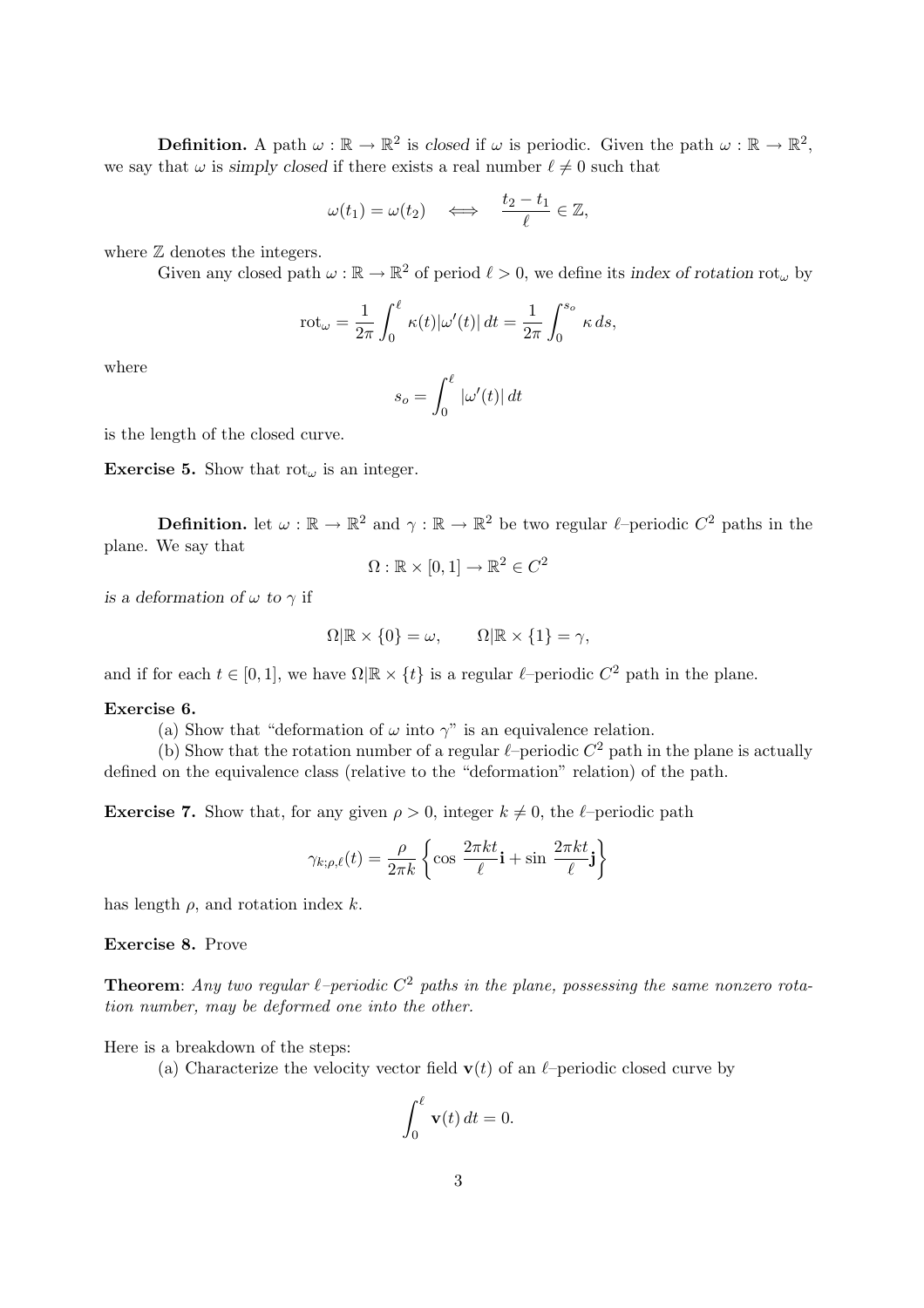**Definition.** A path $\omega : \mathbb{R} \to \mathbb{R}^2$ is *closed* if $\omega$ is periodic. Given the path $\omega : \mathbb{R} \to \mathbb{R}^2$, we say that $\omega$ is *simply closed* if there exists a real number $\ell \neq 0$ such that

$$\omega(t_1) = \omega(t_2) \quad \Longleftrightarrow \quad \frac{t_2 - t_1}{\ell} \in \mathbb{Z},$$

where $\mathbb{Z}$ denotes the integers.

Given any closed path $\omega : \mathbb{R} \to \mathbb{R}^2$ of period $\ell > 0$, we define its *index of rotation* $\mathrm{rot}_\omega$ by

$$\mathrm{rot}_\omega = \frac{1}{2\pi} \int_0^\ell \kappa(t)|\omega'(t)|\, dt = \frac{1}{2\pi} \int_0^{s_o} \kappa \, ds,$$

where

$$s_o = \int_0^\ell |\omega'(t)|\, dt$$

is the length of the closed curve.

**Exercise 5.** Show that $\mathrm{rot}_\omega$ is an integer.

**Definition.** let $\omega : \mathbb{R} \to \mathbb{R}^2$ and $\gamma : \mathbb{R} \to \mathbb{R}^2$ be two regular $\ell$–periodic $C^2$ paths in the plane. We say that

$$\Omega : \mathbb{R} \times [0, 1] \to \mathbb{R}^2 \in C^2$$

*is a deformation of $\omega$ to $\gamma$* if

$$\Omega|\mathbb{R} \times \{0\} = \omega, \qquad \Omega|\mathbb{R} \times \{1\} = \gamma,$$

and if for each $t \in [0, 1]$, we have $\Omega|\mathbb{R} \times \{t\}$ is a regular $\ell$–periodic $C^2$ path in the plane.

**Exercise 6.**

(a) Show that "deformation of $\omega$ into $\gamma$" is an equivalence relation.

(b) Show that the rotation number of a regular $\ell$–periodic $C^2$ path in the plane is actually defined on the equivalence class (relative to the "deformation" relation) of the path.

**Exercise 7.** Show that, for any given $\rho > 0$, integer $k \neq 0$, the $\ell$–periodic path

$$\gamma_{k;\rho,\ell}(t) = \frac{\rho}{2\pi k} \left\{ \cos \frac{2\pi k t}{\ell} \mathbf{i} + \sin \frac{2\pi k t}{\ell} \mathbf{j} \right\}$$

has length $\rho$, and rotation index $k$.

**Exercise 8.** Prove

**Theorem**: *Any two regular $\ell$–periodic $C^2$ paths in the plane, possessing the same nonzero rotation number, may be deformed one into the other.*

Here is a breakdown of the steps:

(a) Characterize the velocity vector field $\mathbf{v}(t)$ of an $\ell$–periodic closed curve by

$$\int_0^\ell \mathbf{v}(t)\, dt = 0.$$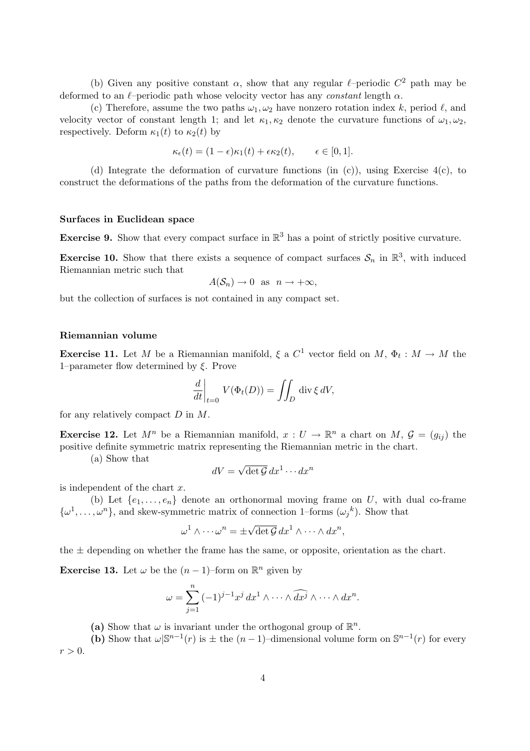(b) Given any positive constant $\alpha$, show that any regular $\ell$–periodic $C^2$ path may be deformed to an $\ell$–periodic path whose velocity vector has any *constant* length $\alpha$.

(c) Therefore, assume the two paths $\omega_1, \omega_2$ have nonzero rotation index $k$, period $\ell$, and velocity vector of constant length 1; and let $\kappa_1, \kappa_2$ denote the curvature functions of $\omega_1, \omega_2$, respectively. Deform $\kappa_1(t)$ to $\kappa_2(t)$ by

$$\kappa_\epsilon(t) = (1 - \epsilon)\kappa_1(t) + \epsilon\kappa_2(t), \qquad \epsilon \in [0, 1].$$

(d) Integrate the deformation of curvature functions (in (c)), using Exercise 4(c), to construct the deformations of the paths from the deformation of the curvature functions.

**Surfaces in Euclidean space**

**Exercise 9.** Show that every compact surface in $\mathbb{R}^3$ has a point of strictly positive curvature.

**Exercise 10.** Show that there exists a sequence of compact surfaces $\mathcal{S}_n$ in $\mathbb{R}^3$, with induced Riemannian metric such that

$$A(\mathcal{S}_n) \to 0 \quad \text{as} \quad n \to +\infty,$$

but the collection of surfaces is not contained in any compact set.

**Riemannian volume**

**Exercise 11.** Let $M$ be a Riemannian manifold, $\xi$ a $C^1$ vector field on $M$, $\Phi_t : M \to M$ the 1–parameter flow determined by $\xi$. Prove

$$\left.\frac{d}{dt}\right|_{t=0} V(\Phi_t(D)) = \iint_D \operatorname{div} \xi \, dV,$$

for any relatively compact $D$ in $M$.

**Exercise 12.** Let $M^n$ be a Riemannian manifold, $x : U \to \mathbb{R}^n$ a chart on $M$, $\mathcal{G} = (g_{ij})$ the positive definite symmetric matrix representing the Riemannian metric in the chart.

(a) Show that

$$dV = \sqrt{\det \mathcal{G}}\, dx^1 \cdots dx^n$$

is independent of the chart $x$.

(b) Let $\{e_1, \ldots, e_n\}$ denote an orthonormal moving frame on $U$, with dual co-frame $\{\omega^1, \ldots, \omega^n\}$, and skew-symmetric matrix of connection 1–forms $(\omega_j{}^k)$. Show that

$$\omega^1 \wedge \cdots \omega^n = \pm\sqrt{\det \mathcal{G}}\, dx^1 \wedge \cdots \wedge dx^n,$$

the $\pm$ depending on whether the frame has the same, or opposite, orientation as the chart.

**Exercise 13.** Let $\omega$ be the $(n-1)$–form on $\mathbb{R}^n$ given by

$$\omega = \sum_{j=1}^{n} (-1)^{j-1} x^j \, dx^1 \wedge \cdots \wedge \widehat{dx^j} \wedge \cdots \wedge dx^n.$$

**(a)** Show that $\omega$ is invariant under the orthogonal group of $\mathbb{R}^n$.

**(b)** Show that $\omega|\mathbb{S}^{n-1}(r)$ is $\pm$ the $(n-1)$–dimensional volume form on $\mathbb{S}^{n-1}(r)$ for every $r > 0$.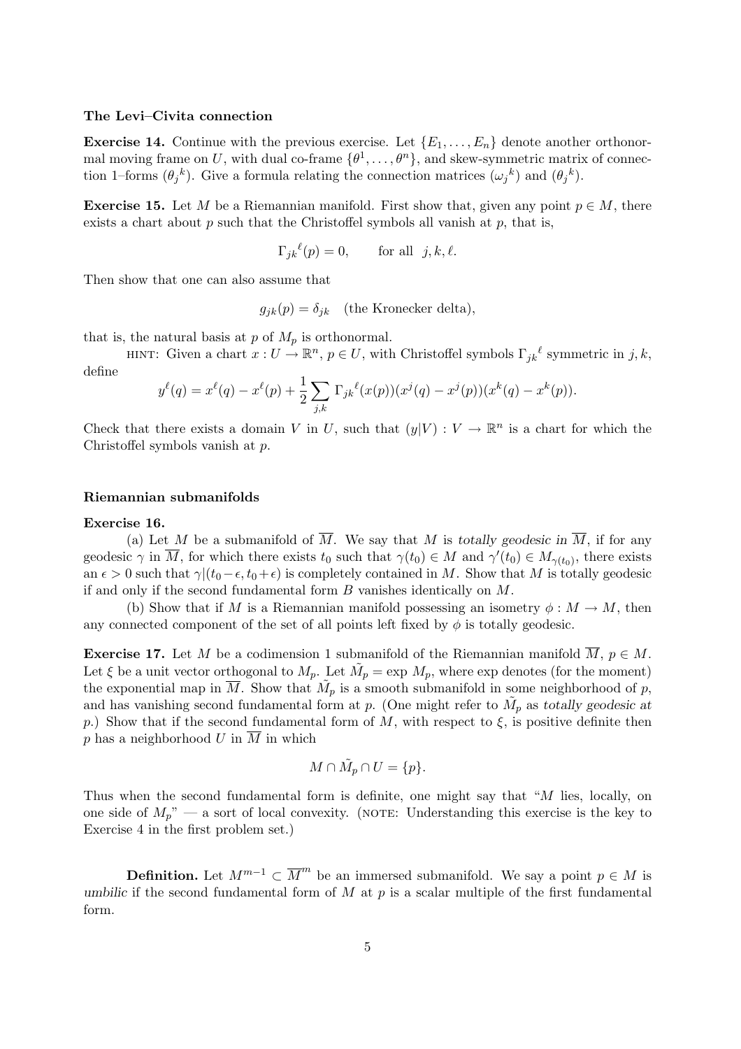### The Levi–Civita connection

**Exercise 14.** Continue with the previous exercise. Let $\{E_1, \ldots, E_n\}$ denote another orthonormal moving frame on $U$, with dual co-frame $\{\theta^1, \ldots, \theta^n\}$, and skew-symmetric matrix of connection 1–forms $({\theta_j}^k)$. Give a formula relating the connection matrices $({\omega_j}^k)$ and $({\theta_j}^k)$.

**Exercise 15.** Let $M$ be a Riemannian manifold. First show that, given any point $p \in M$, there exists a chart about $p$ such that the Christoffel symbols all vanish at $p$, that is,

$$
{\Gamma_{jk}}^\ell(p) = 0, \qquad \text{for all } \; j, k, \ell.
$$

Then show that one can also assume that

$$
g_{jk}(p) = \delta_{jk} \quad \text{(the Kronecker delta)},
$$

that is, the natural basis at $p$ of $M_p$ is orthonormal.

HINT: Given a chart $x : U \to \mathbb{R}^n$, $p \in U$, with Christoffel symbols ${\Gamma_{jk}}^\ell$ symmetric in $j, k$, define

$$
y^\ell(q) = x^\ell(q) - x^\ell(p) + \frac{1}{2} \sum_{j,k} {\Gamma_{jk}}^\ell(x(p))(x^j(q) - x^j(p))(x^k(q) - x^k(p)).
$$

Check that there exists a domain $V$ in $U$, such that $(y|V) : V \to \mathbb{R}^n$ is a chart for which the Christoffel symbols vanish at $p$.

### Riemannian submanifolds

**Exercise 16.**

(a) Let $M$ be a submanifold of $\overline{M}$. We say that $M$ is *totally geodesic in* $\overline{M}$, if for any geodesic $\gamma$ in $\overline{M}$, for which there exists $t_0$ such that $\gamma(t_0) \in M$ and $\gamma'(t_0) \in M_{\gamma(t_0)}$, there exists an $\epsilon > 0$ such that $\gamma|(t_0 - \epsilon, t_0 + \epsilon)$ is completely contained in $M$. Show that $M$ is totally geodesic if and only if the second fundamental form $B$ vanishes identically on $M$.

(b) Show that if $M$ is a Riemannian manifold possessing an isometry $\phi : M \to M$, then any connected component of the set of all points left fixed by $\phi$ is totally geodesic.

**Exercise 17.** Let $M$ be a codimension 1 submanifold of the Riemannian manifold $\overline{M}$, $p \in M$. Let $\xi$ be a unit vector orthogonal to $M_p$. Let $\tilde{M}_p = \exp M_p$, where exp denotes (for the moment) the exponential map in $\overline{M}$. Show that $\tilde{M}_p$ is a smooth submanifold in some neighborhood of $p$, and has vanishing second fundamental form at $p$. (One might refer to $\tilde{M}_p$ as *totally geodesic at* $p$.) Show that if the second fundamental form of $M$, with respect to $\xi$, is positive definite then $p$ has a neighborhood $U$ in $\overline{M}$ in which

$$
M \cap \tilde{M}_p \cap U = \{p\}.
$$

Thus when the second fundamental form is definite, one might say that "$M$ lies, locally, on one side of $M_p$" — a sort of local convexity. (NOTE: Understanding this exercise is the key to Exercise 4 in the first problem set.)

**Definition.** Let $M^{m-1} \subset \overline{M}^m$ be an immersed submanifold. We say a point $p \in M$ is *umbilic* if the second fundamental form of $M$ at $p$ is a scalar multiple of the first fundamental form.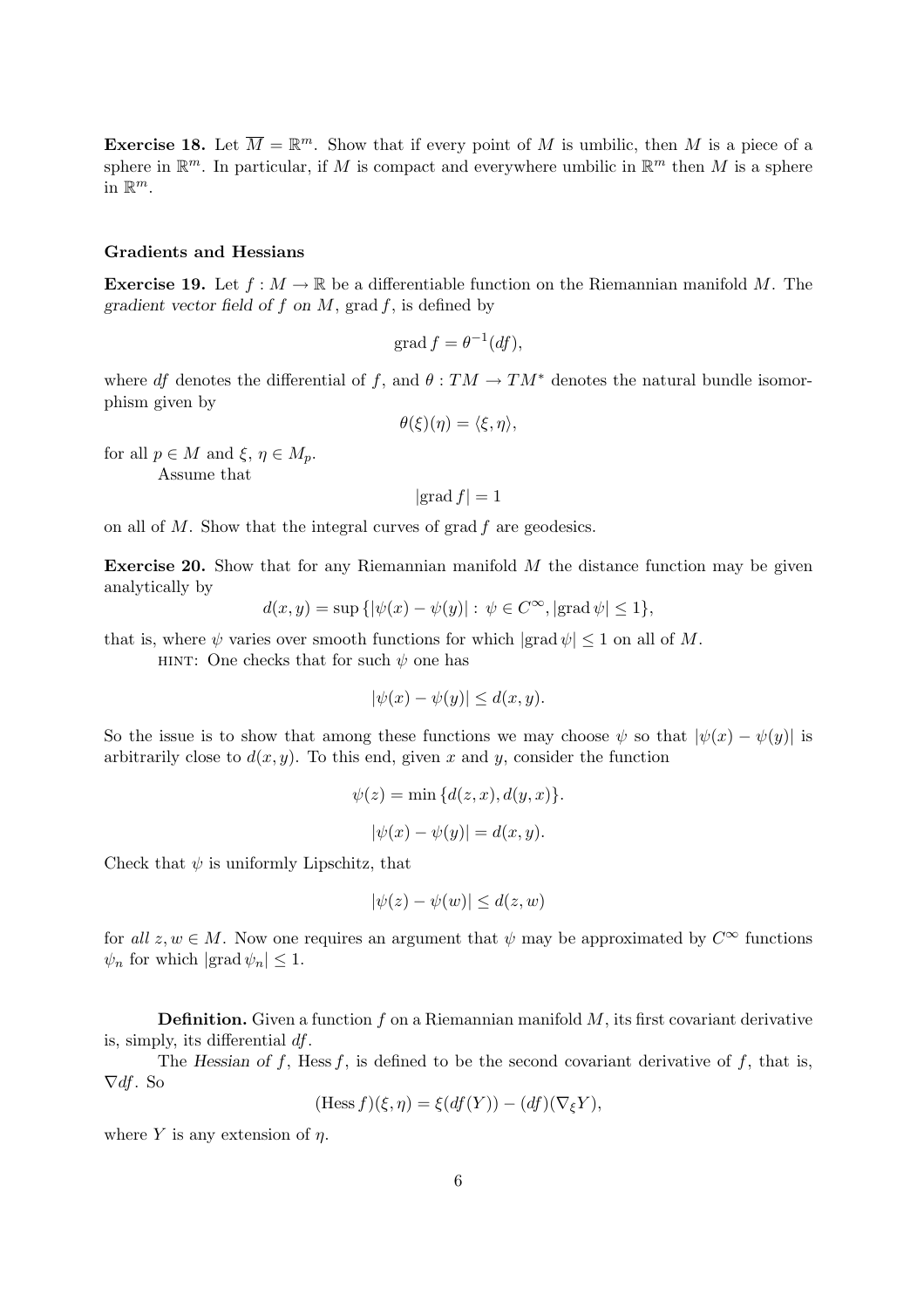**Exercise 18.** Let $\overline{M} = \mathbb{R}^m$. Show that if every point of $M$ is umbilic, then $M$ is a piece of a sphere in $\mathbb{R}^m$. In particular, if $M$ is compact and everywhere umbilic in $\mathbb{R}^m$ then $M$ is a sphere in $\mathbb{R}^m$.

### Gradients and Hessians

**Exercise 19.** Let $f : M \to \mathbb{R}$ be a differentiable function on the Riemannian manifold $M$. The *gradient vector field of $f$ on $M$*, $\operatorname{grad} f$, is defined by

$$\operatorname{grad} f = \theta^{-1}(df),$$

where $df$ denotes the differential of $f$, and $\theta : TM \to TM^*$ denotes the natural bundle isomorphism given by

$$\theta(\xi)(\eta) = \langle \xi, \eta \rangle,$$

for all $p \in M$ and $\xi$, $\eta \in M_p$.

Assume that

$$|\operatorname{grad} f| = 1$$

on all of $M$. Show that the integral curves of $\operatorname{grad} f$ are geodesics.

**Exercise 20.** Show that for any Riemannian manifold $M$ the distance function may be given analytically by

$$d(x, y) = \sup \{ |\psi(x) - \psi(y)| : \psi \in C^\infty, |\operatorname{grad} \psi| \le 1 \},$$

that is, where $\psi$ varies over smooth functions for which $|\operatorname{grad} \psi| \le 1$ on all of $M$.

HINT: One checks that for such $\psi$ one has

$$|\psi(x) - \psi(y)| \le d(x, y).$$

So the issue is to show that among these functions we may choose $\psi$ so that $|\psi(x) - \psi(y)|$ is arbitrarily close to $d(x, y)$. To this end, given $x$ and $y$, consider the function

$$\psi(z) = \min \{ d(z, x), d(y, x) \}.$$

$$|\psi(x) - \psi(y)| = d(x, y).$$

Check that $\psi$ is uniformly Lipschitz, that

$$|\psi(z) - \psi(w)| \le d(z, w)$$

for *all* $z, w \in M$. Now one requires an argument that $\psi$ may be approximated by $C^\infty$ functions $\psi_n$ for which $|\operatorname{grad} \psi_n| \le 1$.

**Definition.** Given a function $f$ on a Riemannian manifold $M$, its first covariant derivative is, simply, its differential $df$.

The *Hessian of $f$*, $\operatorname{Hess} f$, is defined to be the second covariant derivative of $f$, that is, $\nabla df$. So

$$(\operatorname{Hess} f)(\xi, \eta) = \xi(df(Y)) - (df)(\nabla_\xi Y),$$

where $Y$ is any extension of $\eta$.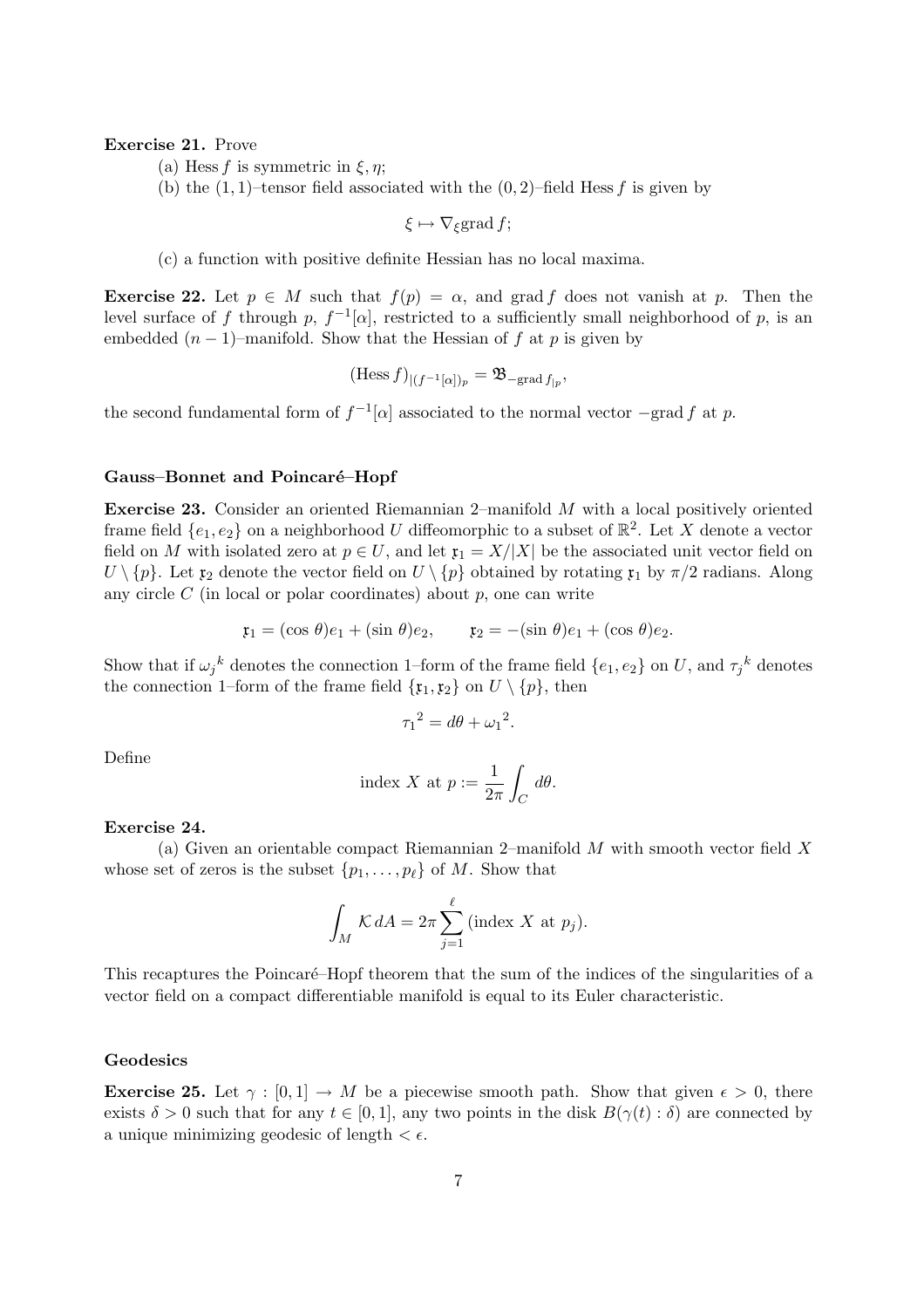**Exercise 21.** Prove

(a) $\text{Hess}\, f$ is symmetric in $\xi, \eta$;

(b) the $(1,1)$–tensor field associated with the $(0,2)$–field $\text{Hess}\, f$ is given by

$$\xi \mapsto \nabla_\xi \text{grad}\, f;$$

(c) a function with positive definite Hessian has no local maxima.

**Exercise 22.** Let $p \in M$ such that $f(p) = \alpha$, and $\text{grad}\, f$ does not vanish at $p$. Then the level surface of $f$ through $p$, $f^{-1}[\alpha]$, restricted to a sufficiently small neighborhood of $p$, is an embedded $(n-1)$–manifold. Show that the Hessian of $f$ at $p$ is given by

$$(\text{Hess}\, f)_{|(f^{-1}[\alpha])_p} = \mathfrak{B}_{-\text{grad}\, f_{|p}},$$

the second fundamental form of $f^{-1}[\alpha]$ associated to the normal vector $-\text{grad}\, f$ at $p$.

### Gauss–Bonnet and Poincaré–Hopf

**Exercise 23.** Consider an oriented Riemannian 2–manifold $M$ with a local positively oriented frame field $\{e_1, e_2\}$ on a neighborhood $U$ diffeomorphic to a subset of $\mathbb{R}^2$. Let $X$ denote a vector field on $M$ with isolated zero at $p \in U$, and let $\mathfrak{x}_1 = X/|X|$ be the associated unit vector field on $U \setminus \{p\}$. Let $\mathfrak{x}_2$ denote the vector field on $U \setminus \{p\}$ obtained by rotating $\mathfrak{x}_1$ by $\pi/2$ radians. Along any circle $C$ (in local or polar coordinates) about $p$, one can write

$$\mathfrak{x}_1 = (\cos\,\theta)e_1 + (\sin\,\theta)e_2, \qquad \mathfrak{x}_2 = -(\sin\,\theta)e_1 + (\cos\,\theta)e_2.$$

Show that if ${\omega_j}^k$ denotes the connection 1–form of the frame field $\{e_1, e_2\}$ on $U$, and ${\tau_j}^k$ denotes the connection 1–form of the frame field $\{\mathfrak{x}_1, \mathfrak{x}_2\}$ on $U \setminus \{p\}$, then

$${\tau_1}^2 = d\theta + {\omega_1}^2.$$

Define

$$\text{index } X \text{ at } p := \frac{1}{2\pi}\int_C d\theta.$$

**Exercise 24.**

(a) Given an orientable compact Riemannian 2–manifold $M$ with smooth vector field $X$ whose set of zeros is the subset $\{p_1, \ldots, p_\ell\}$ of $M$. Show that

$$\int_M \mathcal{K}\, dA = 2\pi \sum_{j=1}^{\ell} (\text{index } X \text{ at } p_j).$$

This recaptures the Poincaré–Hopf theorem that the sum of the indices of the singularities of a vector field on a compact differentiable manifold is equal to its Euler characteristic.

### Geodesics

**Exercise 25.** Let $\gamma : [0,1] \to M$ be a piecewise smooth path. Show that given $\epsilon > 0$, there exists $\delta > 0$ such that for any $t \in [0,1]$, any two points in the disk $B(\gamma(t) : \delta)$ are connected by a unique minimizing geodesic of length $< \epsilon$.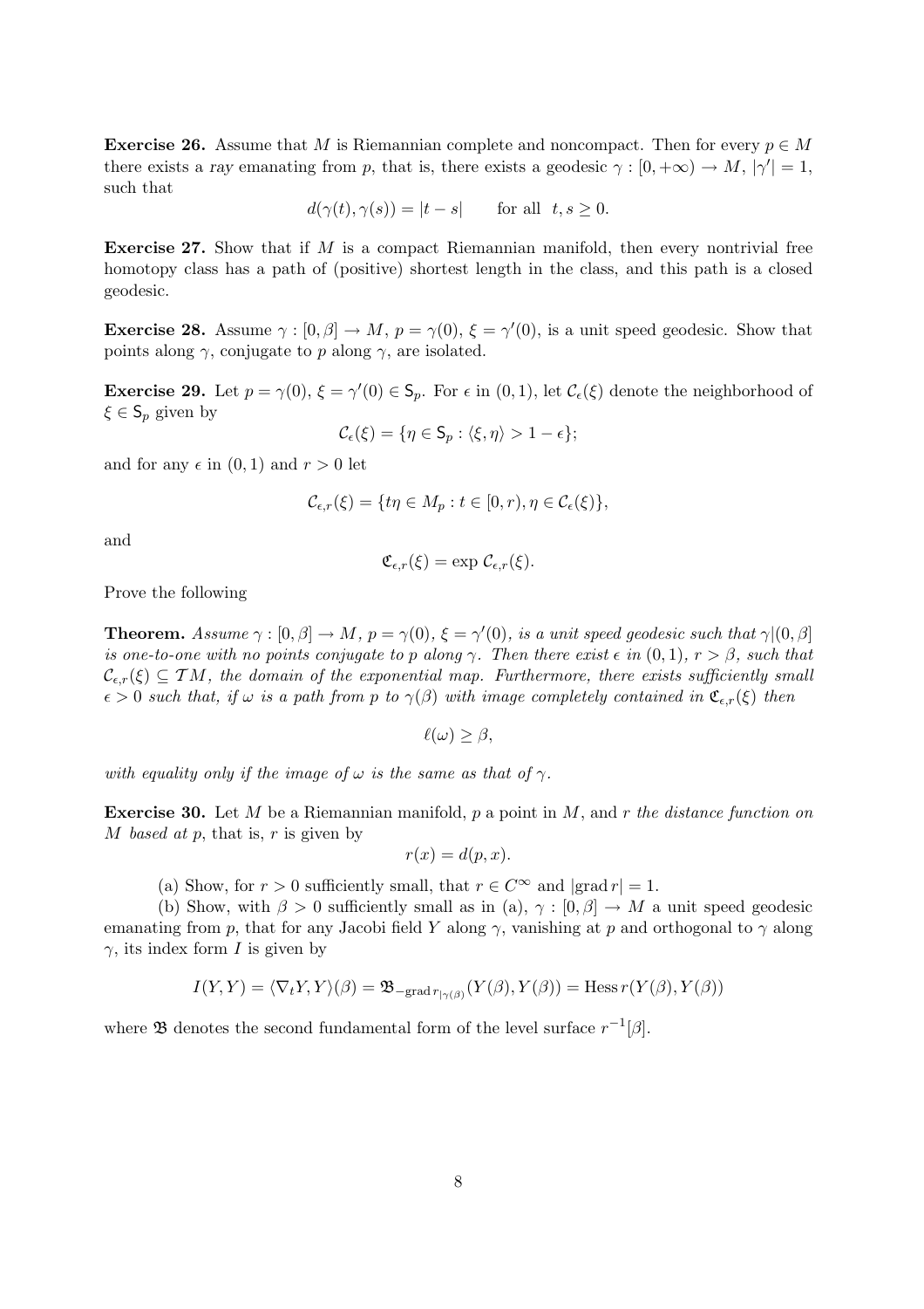**Exercise 26.** Assume that $M$ is Riemannian complete and noncompact. Then for every $p \in M$ there exists a *ray* emanating from $p$, that is, there exists a geodesic $\gamma : [0, +\infty) \to M$, $|\gamma'| = 1$, such that

$$d(\gamma(t), \gamma(s)) = |t - s| \qquad \text{for all} \quad t, s \geq 0.$$

**Exercise 27.** Show that if $M$ is a compact Riemannian manifold, then every nontrivial free homotopy class has a path of (positive) shortest length in the class, and this path is a closed geodesic.

**Exercise 28.** Assume $\gamma : [0, \beta] \to M$, $p = \gamma(0)$, $\xi = \gamma'(0)$, is a unit speed geodesic. Show that points along $\gamma$, conjugate to $p$ along $\gamma$, are isolated.

**Exercise 29.** Let $p = \gamma(0)$, $\xi = \gamma'(0) \in \mathsf{S}_p$. For $\epsilon$ in $(0, 1)$, let $\mathcal{C}_\epsilon(\xi)$ denote the neighborhood of $\xi \in \mathsf{S}_p$ given by

$$\mathcal{C}_\epsilon(\xi) = \{\eta \in \mathsf{S}_p : \langle \xi, \eta \rangle > 1 - \epsilon\};$$

and for any $\epsilon$ in $(0, 1)$ and $r > 0$ let

$$\mathcal{C}_{\epsilon,r}(\xi) = \{t\eta \in M_p : t \in [0, r), \eta \in \mathcal{C}_\epsilon(\xi)\},$$

and

$$\mathfrak{C}_{\epsilon,r}(\xi) = \exp \mathcal{C}_{\epsilon,r}(\xi).$$

Prove the following

**Theorem.** *Assume $\gamma : [0, \beta] \to M$, $p = \gamma(0)$, $\xi = \gamma'(0)$, is a unit speed geodesic such that $\gamma|(0, \beta]$ is one-to-one with no points conjugate to $p$ along $\gamma$. Then there exist $\epsilon$ in $(0, 1)$, $r > \beta$, such that $\mathcal{C}_{\epsilon,r}(\xi) \subseteq \mathcal{T}M$, the domain of the exponential map. Furthermore, there exists sufficiently small $\epsilon > 0$ such that, if $\omega$ is a path from $p$ to $\gamma(\beta)$ with image completely contained in $\mathfrak{C}_{\epsilon,r}(\xi)$ then*

$$\ell(\omega) \geq \beta,$$

*with equality only if the image of $\omega$ is the same as that of $\gamma$.*

**Exercise 30.** Let $M$ be a Riemannian manifold, $p$ a point in $M$, and $r$ *the distance function on $M$ based at $p$*, that is, $r$ is given by

$$r(x) = d(p, x).$$

(a) Show, for $r > 0$ sufficiently small, that $r \in C^\infty$ and $|\text{grad}\, r| = 1$.

(b) Show, with $\beta > 0$ sufficiently small as in (a), $\gamma : [0, \beta] \to M$ a unit speed geodesic emanating from $p$, that for any Jacobi field $Y$ along $\gamma$, vanishing at $p$ and orthogonal to $\gamma$ along $\gamma$, its index form $I$ is given by

$$I(Y, Y) = \langle \nabla_t Y, Y \rangle(\beta) = \mathfrak{B}_{-\text{grad}\, r_{|\gamma(\beta)}}(Y(\beta), Y(\beta)) = \text{Hess}\, r(Y(\beta), Y(\beta))$$

where $\mathfrak{B}$ denotes the second fundamental form of the level surface $r^{-1}[\beta]$.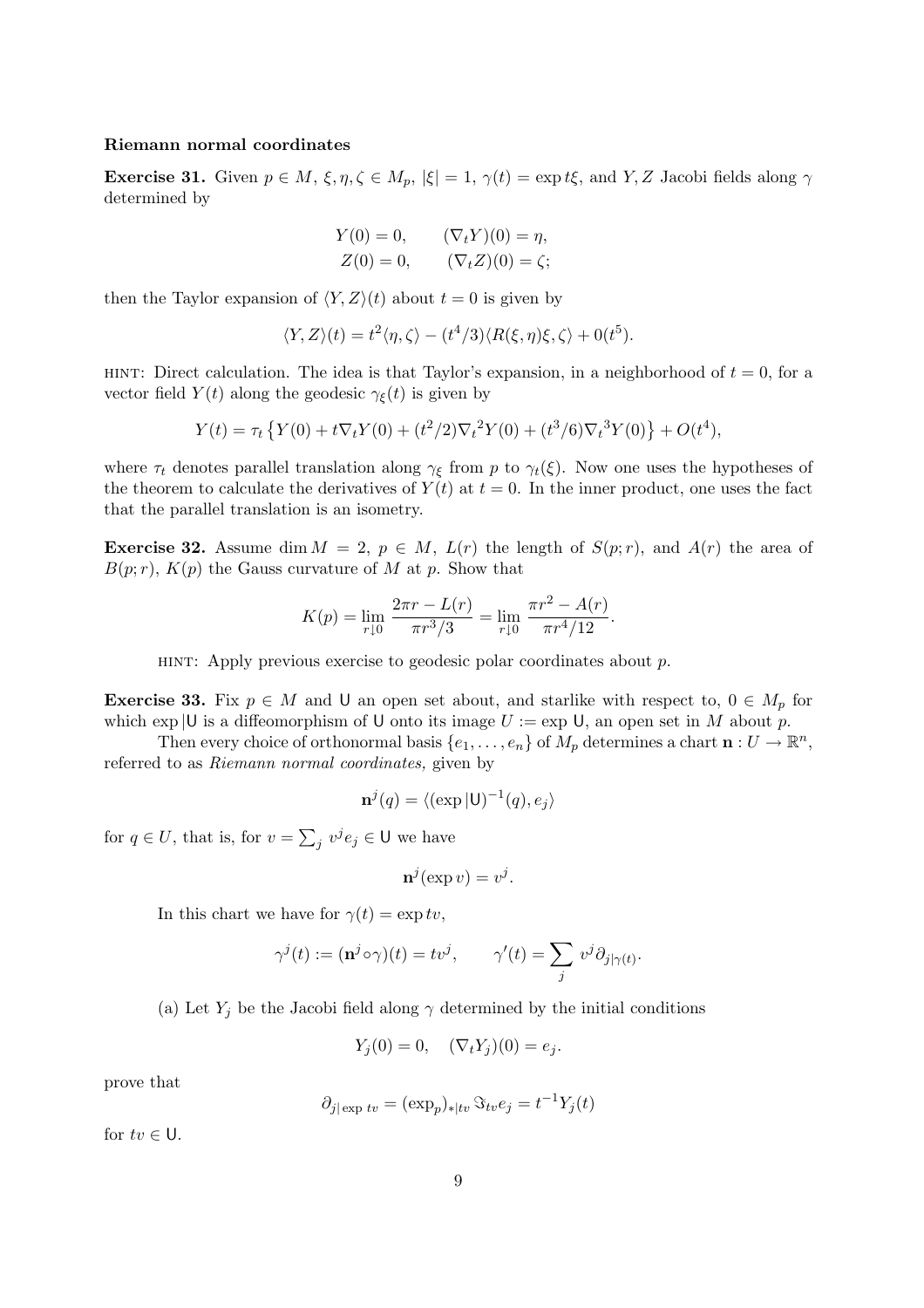**Riemann normal coordinates**

**Exercise 31.** Given $p \in M$, $\xi, \eta, \zeta \in M_p$, $|\xi| = 1$, $\gamma(t) = \exp t\xi$, and $Y, Z$ Jacobi fields along $\gamma$ determined by

$$
\begin{aligned}
Y(0) &= 0, \qquad (\nabla_t Y)(0) = \eta, \\
Z(0) &= 0, \qquad (\nabla_t Z)(0) = \zeta;
\end{aligned}
$$

then the Taylor expansion of $\langle Y, Z\rangle(t)$ about $t = 0$ is given by

$$
\langle Y, Z\rangle(t) = t^2\langle \eta, \zeta\rangle - (t^4/3)\langle R(\xi, \eta)\xi, \zeta\rangle + 0(t^5).
$$

HINT: Direct calculation. The idea is that Taylor's expansion, in a neighborhood of $t = 0$, for a vector field $Y(t)$ along the geodesic $\gamma_\xi(t)$ is given by

$$
Y(t) = \tau_t\left\{Y(0) + t\nabla_t Y(0) + (t^2/2){\nabla_t}^2 Y(0) + (t^3/6){\nabla_t}^3 Y(0)\right\} + O(t^4),
$$

where $\tau_t$ denotes parallel translation along $\gamma_\xi$ from $p$ to $\gamma_t(\xi)$. Now one uses the hypotheses of the theorem to calculate the derivatives of $Y(t)$ at $t = 0$. In the inner product, one uses the fact that the parallel translation is an isometry.

**Exercise 32.** Assume $\dim M = 2$, $p \in M$, $L(r)$ the length of $S(p; r)$, and $A(r)$ the area of $B(p; r)$, $K(p)$ the Gauss curvature of $M$ at $p$. Show that

$$
K(p) = \lim_{r \downarrow 0} \frac{2\pi r - L(r)}{\pi r^3/3} = \lim_{r \downarrow 0} \frac{\pi r^2 - A(r)}{\pi r^4/12}.
$$

HINT: Apply previous exercise to geodesic polar coordinates about $p$.

**Exercise 33.** Fix $p \in M$ and $\mathsf{U}$ an open set about, and starlike with respect to, $0 \in M_p$ for which $\exp|\mathsf{U}$ is a diffeomorphism of $\mathsf{U}$ onto its image $U := \exp \mathsf{U}$, an open set in $M$ about $p$.

Then every choice of orthonormal basis $\{e_1, \ldots, e_n\}$ of $M_p$ determines a chart $\mathbf{n} : U \to \mathbb{R}^n$, referred to as *Riemann normal coordinates,* given by

$$
\mathbf{n}^j(q) = \langle (\exp|\mathsf{U})^{-1}(q), e_j\rangle
$$

for $q \in U$, that is, for $v = \sum_j v^j e_j \in \mathsf{U}$ we have

$$
\mathbf{n}^j(\exp v) = v^j.
$$

In this chart we have for $\gamma(t) = \exp tv$,

$$
\gamma^j(t) := (\mathbf{n}^j \circ \gamma)(t) = tv^j, \qquad \gamma'(t) = \sum_j v^j \partial_{j|\gamma(t)}.
$$

(a) Let $Y_j$ be the Jacobi field along $\gamma$ determined by the initial conditions

$$
Y_j(0) = 0, \quad (\nabla_t Y_j)(0) = e_j.
$$

prove that

$$
\partial_{j|\exp tv} = (\exp_p)_{*|tv}\, \Im_{tv} e_j = t^{-1} Y_j(t)
$$

for $tv \in \mathsf{U}$.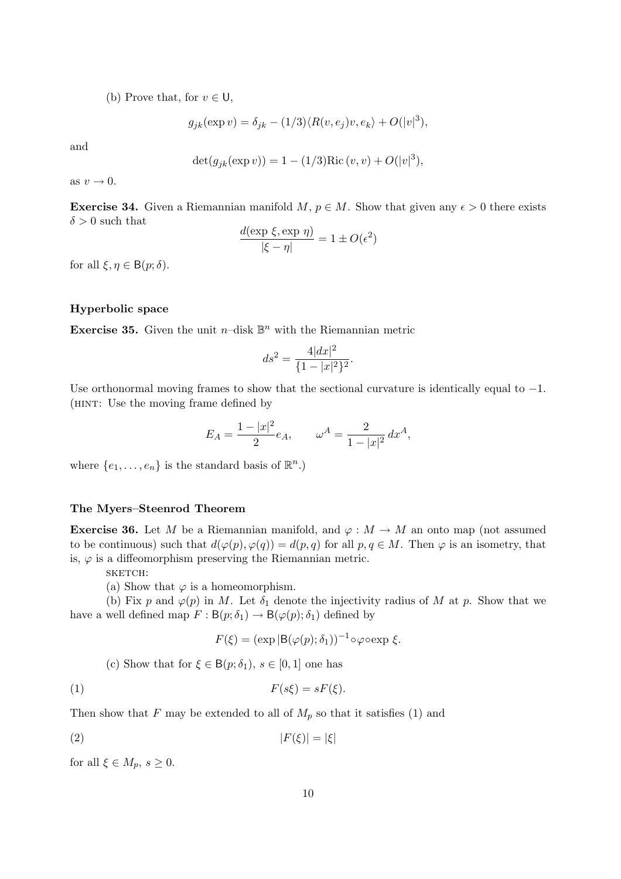(b) Prove that, for $v \in \mathsf{U}$,

$$g_{jk}(\exp v) = \delta_{jk} - (1/3)\langle R(v, e_j)v, e_k\rangle + O(|v|^3),$$

and

$$\det(g_{jk}(\exp v)) = 1 - (1/3)\mathrm{Ric}\,(v, v) + O(|v|^3),$$

as $v \to 0$.

**Exercise 34.** Given a Riemannian manifold $M$, $p \in M$. Show that given any $\epsilon > 0$ there exists $\delta > 0$ such that

$$\frac{d(\exp\,\xi, \exp\,\eta)}{|\xi - \eta|} = 1 \pm O(\epsilon^2)$$

for all $\xi, \eta \in \mathsf{B}(p; \delta)$.

#### Hyperbolic space

**Exercise 35.** Given the unit $n$–disk $\mathbb{B}^n$ with the Riemannian metric

$$ds^2 = \frac{4|dx|^2}{\{1 - |x|^2\}^2}.$$

Use orthonormal moving frames to show that the sectional curvature is identically equal to $-1$. (HINT: Use the moving frame defined by

$$E_A = \frac{1 - |x|^2}{2} e_A, \qquad \omega^A = \frac{2}{1 - |x|^2}\, dx^A,$$

where $\{e_1, \ldots, e_n\}$ is the standard basis of $\mathbb{R}^n$.)

#### The Myers–Steenrod Theorem

**Exercise 36.** Let $M$ be a Riemannian manifold, and $\varphi : M \to M$ an onto map (not assumed to be continuous) such that $d(\varphi(p), \varphi(q)) = d(p, q)$ for all $p, q \in M$. Then $\varphi$ is an isometry, that is, $\varphi$ is a diffeomorphism preserving the Riemannian metric.

SKETCH:

(a) Show that $\varphi$ is a homeomorphism.

(b) Fix $p$ and $\varphi(p)$ in $M$. Let $\delta_1$ denote the injectivity radius of $M$ at $p$. Show that we have a well defined map $F : \mathsf{B}(p; \delta_1) \to \mathsf{B}(\varphi(p); \delta_1)$ defined by

$$F(\xi) = (\exp|\mathsf{B}(\varphi(p); \delta_1))^{-1} \circ \varphi \circ \exp\,\xi.$$

(c) Show that for $\xi \in \mathsf{B}(p; \delta_1)$, $s \in [0, 1]$ one has

$$F(s\xi) = sF(\xi). \tag{1}$$

Then show that $F$ may be extended to all of $M_p$ so that it satisfies (1) and

$$|F(\xi)| = |\xi| \tag{2}$$

for all $\xi \in M_p$, $s \geq 0$.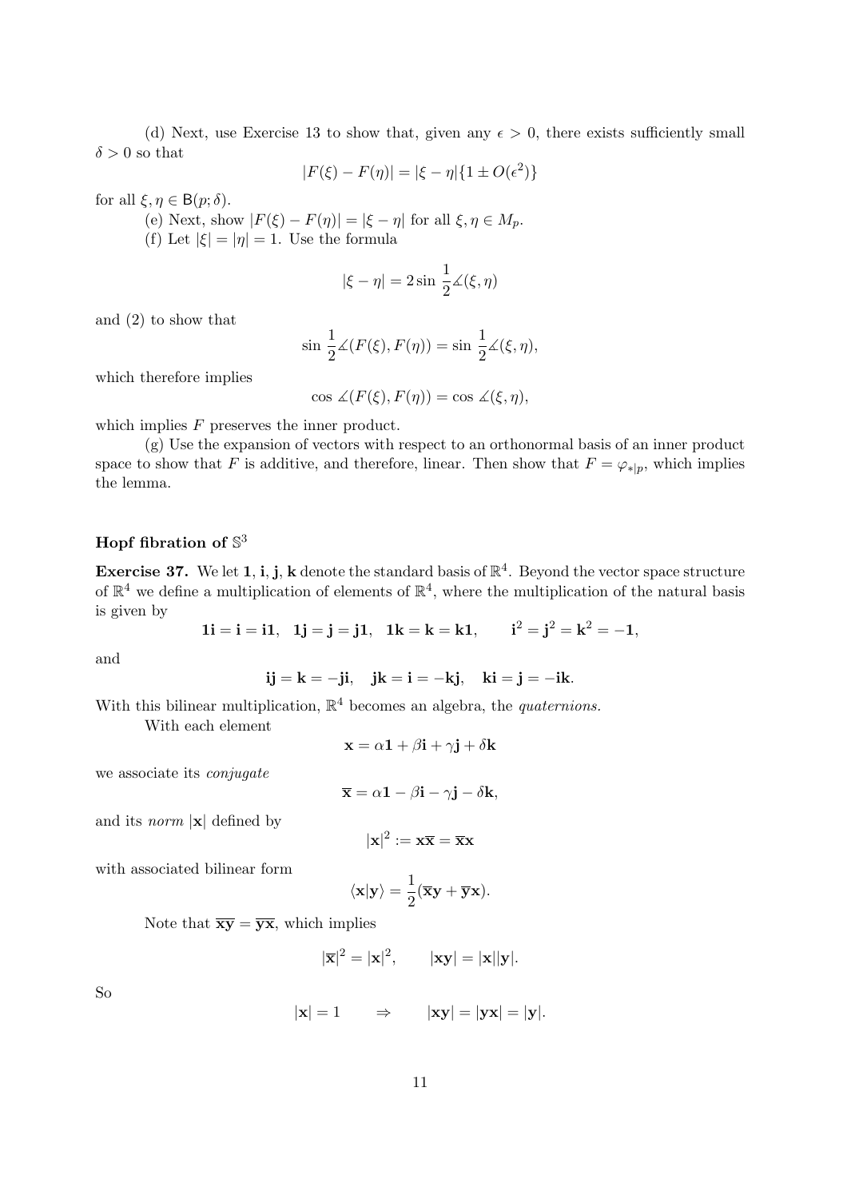(d) Next, use Exercise 13 to show that, given any $\epsilon > 0$, there exists sufficiently small $\delta > 0$ so that

$$|F(\xi) - F(\eta)| = |\xi - \eta|\{1 \pm O(\epsilon^2)\}$$

for all $\xi, \eta \in \mathsf{B}(p;\delta)$.

(e) Next, show $|F(\xi) - F(\eta)| = |\xi - \eta|$ for all $\xi, \eta \in M_p$.

(f) Let $|\xi| = |\eta| = 1$. Use the formula

$$|\xi - \eta| = 2 \sin \frac{1}{2} \measuredangle(\xi, \eta)$$

and (2) to show that

$$\sin \frac{1}{2} \measuredangle(F(\xi), F(\eta)) = \sin \frac{1}{2} \measuredangle(\xi, \eta),$$

which therefore implies

$$\cos \measuredangle(F(\xi), F(\eta)) = \cos \measuredangle(\xi, \eta),$$

which implies $F$ preserves the inner product.

(g) Use the expansion of vectors with respect to an orthonormal basis of an inner product space to show that $F$ is additive, and therefore, linear. Then show that $F = \varphi_{*|p}$, which implies the lemma.

### Hopf fibration of $\mathbb{S}^3$

**Exercise 37.** We let $\mathbf{1}, \mathbf{i}, \mathbf{j}, \mathbf{k}$ denote the standard basis of $\mathbb{R}^4$. Beyond the vector space structure of $\mathbb{R}^4$ we define a multiplication of elements of $\mathbb{R}^4$, where the multiplication of the natural basis is given by

$$\mathbf{1i} = \mathbf{i} = \mathbf{i1}, \quad \mathbf{1j} = \mathbf{j} = \mathbf{j1}, \quad \mathbf{1k} = \mathbf{k} = \mathbf{k1}, \qquad \mathbf{i}^2 = \mathbf{j}^2 = \mathbf{k}^2 = -\mathbf{1},$$

and

$$\mathbf{ij} = \mathbf{k} = -\mathbf{ji}, \quad \mathbf{jk} = \mathbf{i} = -\mathbf{kj}, \quad \mathbf{ki} = \mathbf{j} = -\mathbf{ik}.$$

With this bilinear multiplication, $\mathbb{R}^4$ becomes an algebra, the *quaternions.*

With each element

$$\mathbf{x} = \alpha\mathbf{1} + \beta\mathbf{i} + \gamma\mathbf{j} + \delta\mathbf{k}$$

we associate its *conjugate*

$$\overline{\mathbf{x}} = \alpha\mathbf{1} - \beta\mathbf{i} - \gamma\mathbf{j} - \delta\mathbf{k},$$

and its *norm* $|\mathbf{x}|$ defined by

$$|\mathbf{x}|^2 := \mathbf{x}\overline{\mathbf{x}} = \overline{\mathbf{x}}\mathbf{x}$$

with associated bilinear form

$$\langle \mathbf{x} | \mathbf{y} \rangle = \frac{1}{2}(\overline{\mathbf{x}}\mathbf{y} + \overline{\mathbf{y}}\mathbf{x}).$$

Note that $\overline{\mathbf{xy}} = \overline{\mathbf{y}}\overline{\mathbf{x}}$, which implies

$$|\overline{\mathbf{x}}|^2 = |\mathbf{x}|^2, \qquad |\mathbf{xy}| = |\mathbf{x}||\mathbf{y}|.$$

So

$$|\mathbf{x}| = 1 \qquad \Rightarrow \qquad |\mathbf{xy}| = |\mathbf{yx}| = |\mathbf{y}|.$$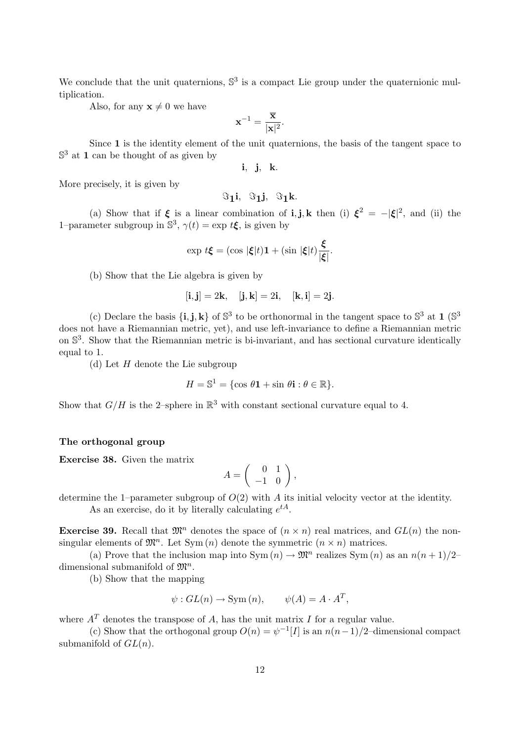We conclude that the unit quaternions, $\mathbb{S}^3$ is a compact Lie group under the quaternionic multiplication.

Also, for any $\mathbf{x} \neq 0$ we have

$$\mathbf{x}^{-1} = \frac{\overline{\mathbf{x}}}{|\mathbf{x}|^2}.$$

Since $\mathbf{1}$ is the identity element of the unit quaternions, the basis of the tangent space to $\mathbb{S}^3$ at $\mathbf{1}$ can be thought of as given by

$$\mathbf{i}, \quad \mathbf{j}, \quad \mathbf{k}.$$

More precisely, it is given by

$$\Im_{\mathbf{1}}\mathbf{i}, \quad \Im_{\mathbf{1}}\mathbf{j}, \quad \Im_{\mathbf{1}}\mathbf{k}.$$

(a) Show that if $\boldsymbol{\xi}$ is a linear combination of $\mathbf{i}, \mathbf{j}, \mathbf{k}$ then (i) $\boldsymbol{\xi}^2 = -|\boldsymbol{\xi}|^2$, and (ii) the 1–parameter subgroup in $\mathbb{S}^3$, $\gamma(t) = \exp t\boldsymbol{\xi}$, is given by

$$\exp t\boldsymbol{\xi} = (\cos |\boldsymbol{\xi}|t)\mathbf{1} + (\sin |\boldsymbol{\xi}|t)\frac{\boldsymbol{\xi}}{|\boldsymbol{\xi}|}.$$

(b) Show that the Lie algebra is given by

$$[\mathbf{i}, \mathbf{j}] = 2\mathbf{k}, \quad [\mathbf{j}, \mathbf{k}] = 2\mathbf{i}, \quad [\mathbf{k}, \mathbf{i}] = 2\mathbf{j}.$$

(c) Declare the basis $\{\mathbf{i}, \mathbf{j}, \mathbf{k}\}$ of $\mathbb{S}^3$ to be orthonormal in the tangent space to $\mathbb{S}^3$ at $\mathbf{1}$ ($\mathbb{S}^3$ does not have a Riemannian metric, yet), and use left-invariance to define a Riemannian metric on $\mathbb{S}^3$. Show that the Riemannian metric is bi-invariant, and has sectional curvature identically equal to 1.

(d) Let $H$ denote the Lie subgroup

$$H = \mathbb{S}^1 = \{\cos\,\theta\mathbf{1} + \sin\,\theta\mathbf{i} : \theta \in \mathbb{R}\}.$$

Show that $G/H$ is the 2–sphere in $\mathbb{R}^3$ with constant sectional curvature equal to 4.

### The orthogonal group

**Exercise 38.** Given the matrix

$$A = \begin{pmatrix} 0 & 1 \\ -1 & 0 \end{pmatrix},$$

determine the 1–parameter subgroup of $O(2)$ with $A$ its initial velocity vector at the identity.

As an exercise, do it by literally calculating $e^{tA}$.

**Exercise 39.** Recall that $\mathfrak{M}^n$ denotes the space of $(n \times n)$ real matrices, and $GL(n)$ the nonsingular elements of $\mathfrak{M}^n$. Let $\mathrm{Sym}\,(n)$ denote the symmetric $(n \times n)$ matrices.

(a) Prove that the inclusion map into $\mathrm{Sym}\,(n) \to \mathfrak{M}^n$ realizes $\mathrm{Sym}\,(n)$ as an $n(n+1)/2$–dimensional submanifold of $\mathfrak{M}^n$.

(b) Show that the mapping

$$\psi : GL(n) \to \mathrm{Sym}\,(n), \qquad \psi(A) = A \cdot A^T,$$

where $A^T$ denotes the transpose of $A$, has the unit matrix $I$ for a regular value.

(c) Show that the orthogonal group $O(n) = \psi^{-1}[I]$ is an $n(n-1)/2$–dimensional compact submanifold of $GL(n)$.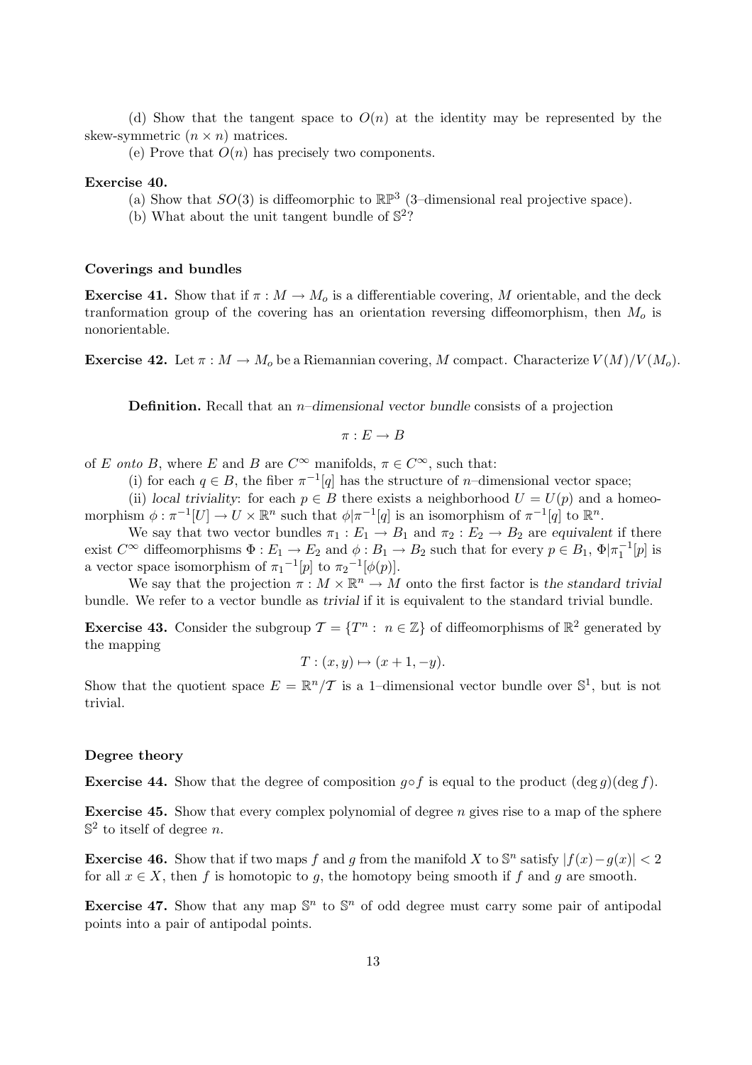(d) Show that the tangent space to $O(n)$ at the identity may be represented by the skew-symmetric $(n \times n)$ matrices.

(e) Prove that $O(n)$ has precisely two components.

**Exercise 40.**

(a) Show that $SO(3)$ is diffeomorphic to $\mathbb{RP}^3$ (3–dimensional real projective space).

(b) What about the unit tangent bundle of $\mathbb{S}^2$?

### Coverings and bundles

**Exercise 41.** Show that if $\pi : M \to M_o$ is a differentiable covering, $M$ orientable, and the deck tranformation group of the covering has an orientation reversing diffeomorphism, then $M_o$ is nonorientable.

**Exercise 42.** Let $\pi : M \to M_o$ be a Riemannian covering, $M$ compact. Characterize $V(M)/V(M_o)$.

**Definition.** Recall that an *n–dimensional vector bundle* consists of a projection

$$\pi : E \to B$$

of $E$ *onto* $B$, where $E$ and $B$ are $C^\infty$ manifolds, $\pi \in C^\infty$, such that:

(i) for each $q \in B$, the fiber $\pi^{-1}[q]$ has the structure of $n$–dimensional vector space;

(ii) *local triviality*: for each $p \in B$ there exists a neighborhood $U = U(p)$ and a homeomorphism $\phi : \pi^{-1}[U] \to U \times \mathbb{R}^n$ such that $\phi|\pi^{-1}[q]$ is an isomorphism of $\pi^{-1}[q]$ to $\mathbb{R}^n$.

We say that two vector bundles $\pi_1 : E_1 \to B_1$ and $\pi_2 : E_2 \to B_2$ are *equivalent* if there exist $C^\infty$ diffeomorphisms $\Phi : E_1 \to E_2$ and $\phi : B_1 \to B_2$ such that for every $p \in B_1$, $\Phi|\pi_1^{-1}[p]$ is a vector space isomorphism of ${\pi_1}^{-1}[p]$ to ${\pi_2}^{-1}[\phi(p)]$.

We say that the projection $\pi : M \times \mathbb{R}^n \to M$ onto the first factor is *the standard trivial* bundle. We refer to a vector bundle as *trivial* if it is equivalent to the standard trivial bundle.

**Exercise 43.** Consider the subgroup $\mathcal{T} = \{T^n : \ n \in \mathbb{Z}\}$ of diffeomorphisms of $\mathbb{R}^2$ generated by the mapping

$$T : (x, y) \mapsto (x + 1, -y).$$

Show that the quotient space $E = \mathbb{R}^n/\mathcal{T}$ is a 1–dimensional vector bundle over $\mathbb{S}^1$, but is not trivial.

### Degree theory

**Exercise 44.** Show that the degree of composition $g \circ f$ is equal to the product $(\deg g)(\deg f)$.

**Exercise 45.** Show that every complex polynomial of degree $n$ gives rise to a map of the sphere $\mathbb{S}^2$ to itself of degree $n$.

**Exercise 46.** Show that if two maps $f$ and $g$ from the manifold $X$ to $\mathbb{S}^n$ satisfy $|f(x) - g(x)| < 2$ for all $x \in X$, then $f$ is homotopic to $g$, the homotopy being smooth if $f$ and $g$ are smooth.

**Exercise 47.** Show that any map $\mathbb{S}^n$ to $\mathbb{S}^n$ of odd degree must carry some pair of antipodal points into a pair of antipodal points.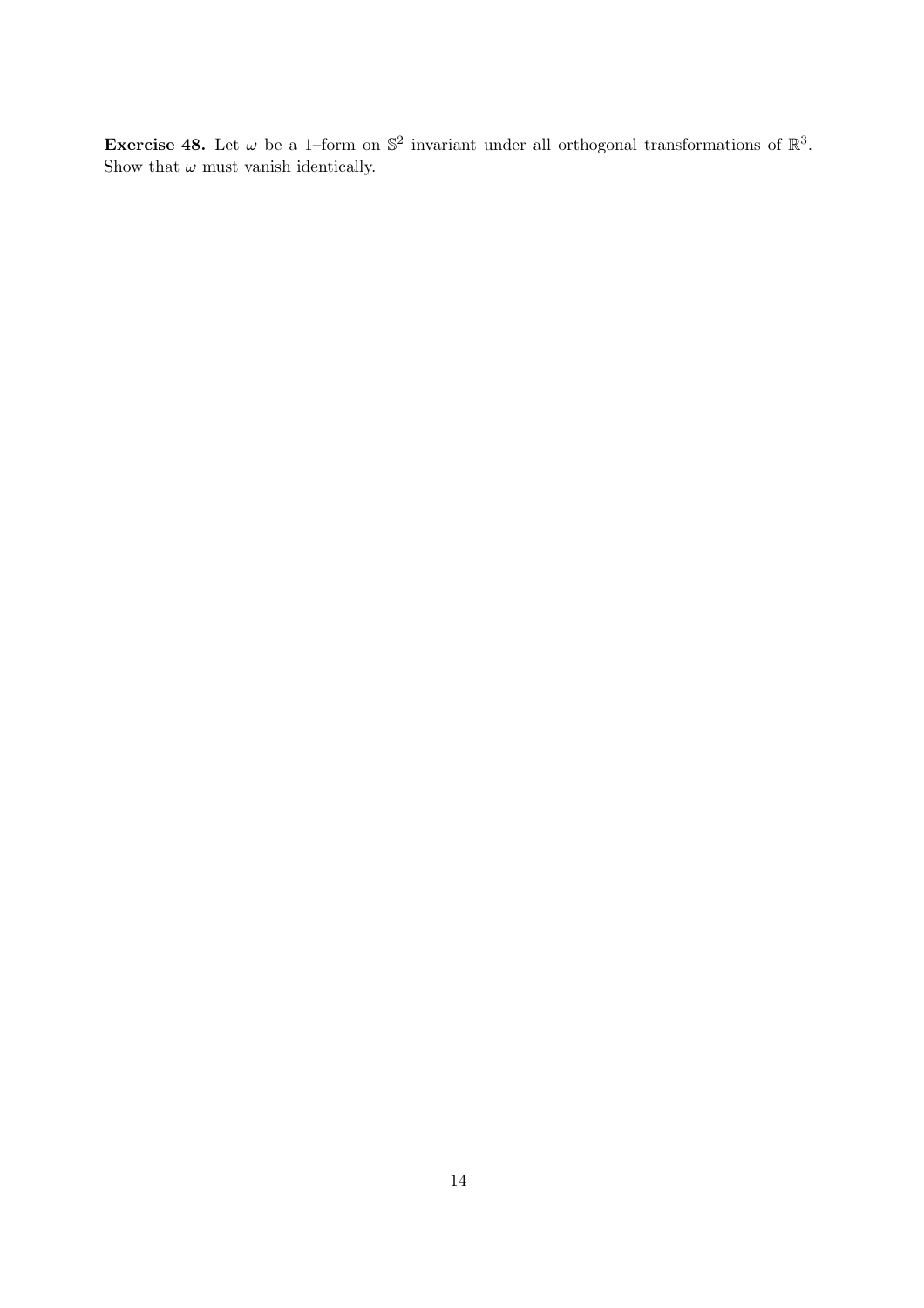**Exercise 48.** Let $\omega$ be a 1–form on $\mathbb{S}^2$ invariant under all orthogonal transformations of $\mathbb{R}^3$. Show that $\omega$ must vanish identically.